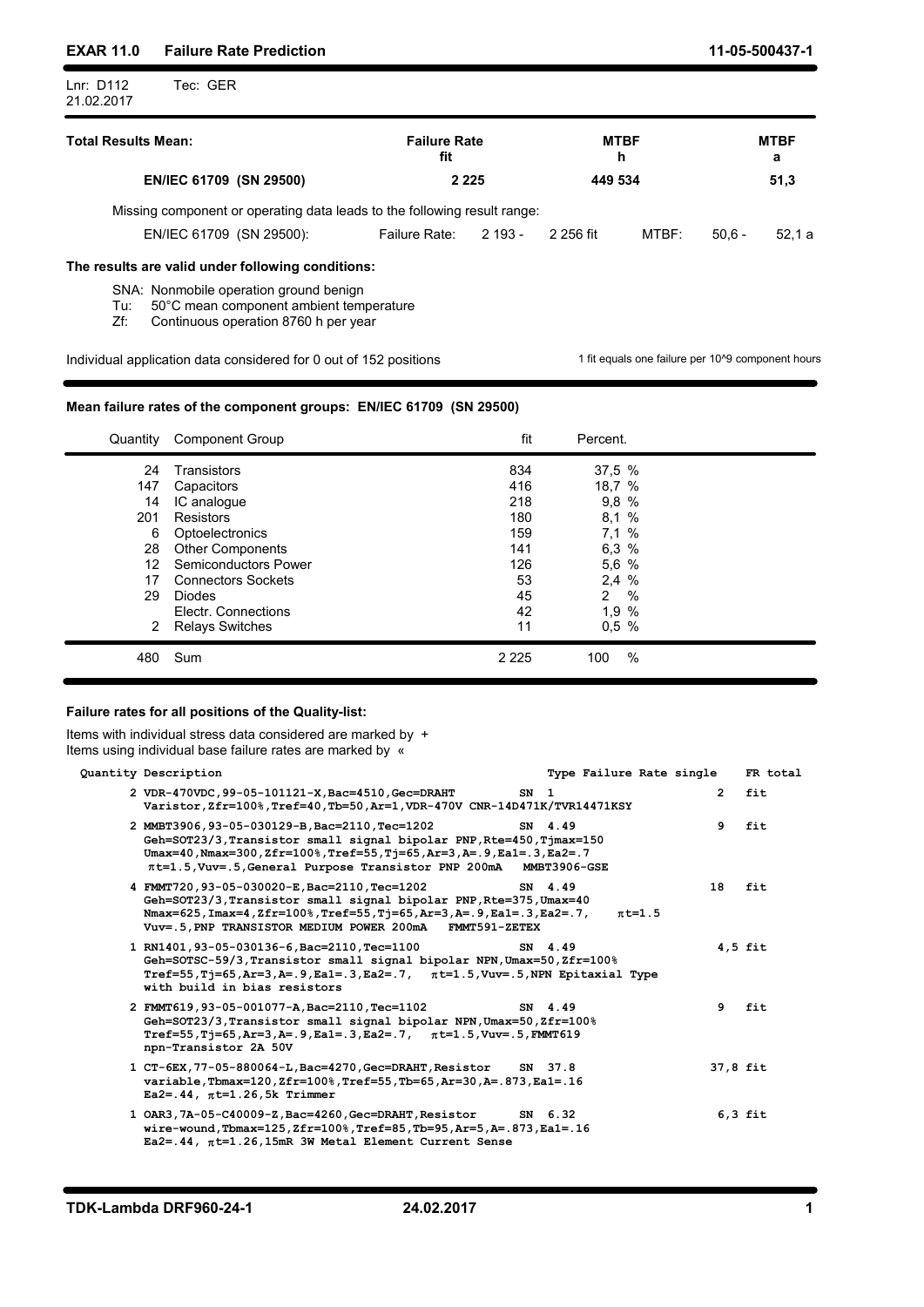# EXAR 11.0 Failure Rate Prediction

11-05-500437-1

Lnr: D112 Tec: GER
21.02.2017

| Total Results Mean: | Failure Rate fit | MTBF h | MTBF a |
|---|---|---|---|
| EN/IEC 61709 (SN 29500) | 2 225 | 449 534 | 51,3 |

Missing component or operating data leads to the following result range:

EN/IEC 61709 (SN 29500): Failure Rate: 2 193 - 2 256 fit MTBF: 50,6 - 52,1 a

**The results are valid under following conditions:**

SNA: Nonmobile operation ground benign
Tu: 50°C mean component ambient temperature
Zf: Continuous operation 8760 h per year

Individual application data considered for 0 out of 152 positions

1 fit equals one failure per 10^9 component hours

**Mean failure rates of the component groups: EN/IEC 61709 (SN 29500)**

| Quantity | Component Group | fit | Percent. |
|---|---|---|---|
| 24 | Transistors | 834 | 37,5 % |
| 147 | Capacitors | 416 | 18,7 % |
| 14 | IC analogue | 218 | 9,8 % |
| 201 | Resistors | 180 | 8,1 % |
| 6 | Optoelectronics | 159 | 7,1 % |
| 28 | Other Components | 141 | 6,3 % |
| 12 | Semiconductors Power | 126 | 5,6 % |
| 17 | Connectors Sockets | 53 | 2,4 % |
| 29 | Diodes | 45 | 2 % |
| | Electr. Connections | 42 | 1,9 % |
| 2 | Relays Switches | 11 | 0,5 % |
| 480 | Sum | 2 225 | 100 % |

**Failure rates for all positions of the Quality-list:**

Items with individual stress data considered are marked by +
Items using individual base failure rates are marked by «

```
Quantity Description                                          Type Failure Rate single      FR total
     2 VDR-470VDC,99-05-101121-X,Bac=4510,Gec=DRAHT          SN  1                    2     fit
       Varistor,Zfr=100%,Tref=40,Tb=50,Ar=1,VDR-470V CNR-14D471K/TVR14471KSY

     2 MMBT3906,93-05-030129-B,Bac=2110,Tec=1202              SN  4.49                 9     fit
       Geh=SOT23/3,Transistor small signal bipolar PNP,Rte=450,Tjmax=150
       Umax=40,Nmax=300,Zfr=100%,Tref=55,Tj=65,Ar=3,A=.9,Ea1=.3,Ea2=.7
       πt=1.5,Vuv=.5,General Purpose Transistor PNP 200mA   MMBT3906-GSE

     4 FMMT720,93-05-030020-E,Bac=2110,Tec=1202               SN  4.49                18     fit
       Geh=SOT23/3,Transistor small signal bipolar PNP,Rte=375,Umax=40
       Nmax=625,Imax=4,Zfr=100%,Tref=55,Tj=65,Ar=3,A=.9,Ea1=.3,Ea2=.7,    πt=1.5
       Vuv=.5,PNP TRANSISTOR MEDIUM POWER 200mA   FMMT591-ZETEX

     1 RN1401,93-05-030136-6,Bac=2110,Tec=1100                SN  4.49                 4,5 fit
       Geh=SOTSC-59/3,Transistor small signal bipolar NPN,Umax=50,Zfr=100%
       Tref=55,Tj=65,Ar=3,A=.9,Ea1=.3,Ea2=.7,  πt=1.5,Vuv=.5,NPN Epitaxial Type
       with build in bias resistors

     2 FMMT619,93-05-001077-A,Bac=2110,Tec=1102               SN  4.49                 9     fit
       Geh=SOT23/3,Transistor small signal bipolar NPN,Umax=50,Zfr=100%
       Tref=55,Tj=65,Ar=3,A=.9,Ea1=.3,Ea2=.7,  πt=1.5,Vuv=.5,FMMT619
       npn-Transistor 2A 50V

     1 CT-6EX,77-05-880064-L,Bac=4270,Gec=DRAHT,Resistor      SN  37.8                37,8 fit
       variable,Tbmax=120,Zfr=100%,Tref=55,Tb=65,Ar=30,A=.873,Ea1=.16
       Ea2=.44,  πt=1.26,5k Trimmer

     1 OAR3,7A-05-C40009-Z,Bac=4260,Gec=DRAHT,Resistor        SN  6.32                 6,3 fit
       wire-wound,Tbmax=125,Zfr=100%,Tref=85,Tb=95,Ar=5,A=.873,Ea1=.16
       Ea2=.44,  πt=1.26,15mR 3W Metal Element Current Sense
```

TDK-Lambda DRF960-24-1 24.02.2017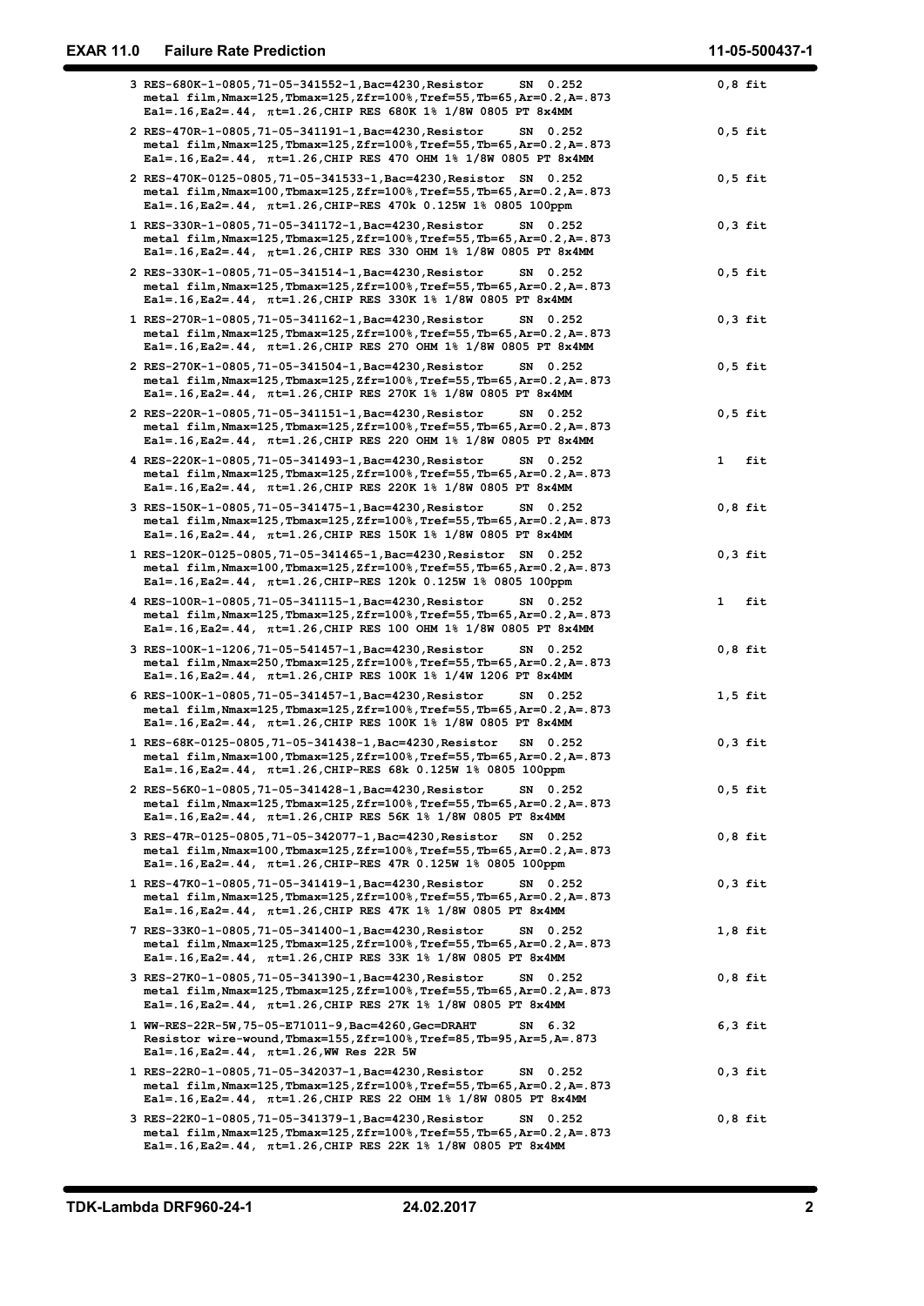| | |
|---|---|
| 3 RES-680K-1-0805,71-05-341552-1,Bac=4230,Resistor SN 0.252<br>metal film,Nmax=125,Tbmax=125,Zfr=100%,Tref=55,Tb=65,Ar=0.2,A=.873<br>Ea1=.16,Ea2=.44, πt=1.26,CHIP RES 680K 1% 1/8W 0805 PT 8x4MM | 0,8 fit |
| 2 RES-470R-1-0805,71-05-341191-1,Bac=4230,Resistor SN 0.252<br>metal film,Nmax=125,Tbmax=125,Zfr=100%,Tref=55,Tb=65,Ar=0.2,A=.873<br>Ea1=.16,Ea2=.44, πt=1.26,CHIP RES 470 OHM 1% 1/8W 0805 PT 8x4MM | 0,5 fit |
| 2 RES-470K-0125-0805,71-05-341533-1,Bac=4230,Resistor SN 0.252<br>metal film,Nmax=100,Tbmax=125,Zfr=100%,Tref=55,Tb=65,Ar=0.2,A=.873<br>Ea1=.16,Ea2=.44, πt=1.26,CHIP-RES 470k 0.125W 1% 0805 100ppm | 0,5 fit |
| 1 RES-330R-1-0805,71-05-341172-1,Bac=4230,Resistor SN 0.252<br>metal film,Nmax=125,Tbmax=125,Zfr=100%,Tref=55,Tb=65,Ar=0.2,A=.873<br>Ea1=.16,Ea2=.44, πt=1.26,CHIP RES 330 OHM 1% 1/8W 0805 PT 8x4MM | 0,3 fit |
| 2 RES-330K-1-0805,71-05-341514-1,Bac=4230,Resistor SN 0.252<br>metal film,Nmax=125,Tbmax=125,Zfr=100%,Tref=55,Tb=65,Ar=0.2,A=.873<br>Ea1=.16,Ea2=.44, πt=1.26,CHIP RES 330K 1% 1/8W 0805 PT 8x4MM | 0,5 fit |
| 1 RES-270R-1-0805,71-05-341162-1,Bac=4230,Resistor SN 0.252<br>metal film,Nmax=125,Tbmax=125,Zfr=100%,Tref=55,Tb=65,Ar=0.2,A=.873<br>Ea1=.16,Ea2=.44, πt=1.26,CHIP RES 270 OHM 1% 1/8W 0805 PT 8x4MM | 0,3 fit |
| 2 RES-270K-1-0805,71-05-341504-1,Bac=4230,Resistor SN 0.252<br>metal film,Nmax=125,Tbmax=125,Zfr=100%,Tref=55,Tb=65,Ar=0.2,A=.873<br>Ea1=.16,Ea2=.44, πt=1.26,CHIP RES 270K 1% 1/8W 0805 PT 8x4MM | 0,5 fit |
| 2 RES-220R-1-0805,71-05-341151-1,Bac=4230,Resistor SN 0.252<br>metal film,Nmax=125,Tbmax=125,Zfr=100%,Tref=55,Tb=65,Ar=0.2,A=.873<br>Ea1=.16,Ea2=.44, πt=1.26,CHIP RES 220 OHM 1% 1/8W 0805 PT 8x4MM | 0,5 fit |
| 4 RES-220K-1-0805,71-05-341493-1,Bac=4230,Resistor SN 0.252<br>metal film,Nmax=125,Tbmax=125,Zfr=100%,Tref=55,Tb=65,Ar=0.2,A=.873<br>Ea1=.16,Ea2=.44, πt=1.26,CHIP RES 220K 1% 1/8W 0805 PT 8x4MM | 1 fit |
| 3 RES-150K-1-0805,71-05-341475-1,Bac=4230,Resistor SN 0.252<br>metal film,Nmax=125,Tbmax=125,Zfr=100%,Tref=55,Tb=65,Ar=0.2,A=.873<br>Ea1=.16,Ea2=.44, πt=1.26,CHIP RES 150K 1% 1/8W 0805 PT 8x4MM | 0,8 fit |
| 1 RES-120K-0125-0805,71-05-341465-1,Bac=4230,Resistor SN 0.252<br>metal film,Nmax=100,Tbmax=125,Zfr=100%,Tref=55,Tb=65,Ar=0.2,A=.873<br>Ea1=.16,Ea2=.44, πt=1.26,CHIP-RES 120k 0.125W 1% 0805 100ppm | 0,3 fit |
| 4 RES-100R-1-0805,71-05-341115-1,Bac=4230,Resistor SN 0.252<br>metal film,Nmax=125,Tbmax=125,Zfr=100%,Tref=55,Tb=65,Ar=0.2,A=.873<br>Ea1=.16,Ea2=.44, πt=1.26,CHIP RES 100 OHM 1% 1/8W 0805 PT 8x4MM | 1 fit |
| 3 RES-100K-1-1206,71-05-541457-1,Bac=4230,Resistor SN 0.252<br>metal film,Nmax=250,Tbmax=125,Zfr=100%,Tref=55,Tb=65,Ar=0.2,A=.873<br>Ea1=.16,Ea2=.44, πt=1.26,CHIP RES 100K 1% 1/4W 1206 PT 8x4MM | 0,8 fit |
| 6 RES-100K-1-0805,71-05-341457-1,Bac=4230,Resistor SN 0.252<br>metal film,Nmax=125,Tbmax=125,Zfr=100%,Tref=55,Tb=65,Ar=0.2,A=.873<br>Ea1=.16,Ea2=.44, πt=1.26,CHIP RES 100K 1% 1/8W 0805 PT 8x4MM | 1,5 fit |
| 1 RES-68K-0125-0805,71-05-341438-1,Bac=4230,Resistor SN 0.252<br>metal film,Nmax=100,Tbmax=125,Zfr=100%,Tref=55,Tb=65,Ar=0.2,A=.873<br>Ea1=.16,Ea2=.44, πt=1.26,CHIP-RES 68k 0.125W 1% 0805 100ppm | 0,3 fit |
| 2 RES-56K0-1-0805,71-05-341428-1,Bac=4230,Resistor SN 0.252<br>metal film,Nmax=125,Tbmax=125,Zfr=100%,Tref=55,Tb=65,Ar=0.2,A=.873<br>Ea1=.16,Ea2=.44, πt=1.26,CHIP RES 56K 1% 1/8W 0805 PT 8x4MM | 0,5 fit |
| 3 RES-47R-0125-0805,71-05-342077-1,Bac=4230,Resistor SN 0.252<br>metal film,Nmax=100,Tbmax=125,Zfr=100%,Tref=55,Tb=65,Ar=0.2,A=.873<br>Ea1=.16,Ea2=.44, πt=1.26,CHIP-RES 47R 0.125W 1% 0805 100ppm | 0,8 fit |
| 1 RES-47K0-1-0805,71-05-341419-1,Bac=4230,Resistor SN 0.252<br>metal film,Nmax=125,Tbmax=125,Zfr=100%,Tref=55,Tb=65,Ar=0.2,A=.873<br>Ea1=.16,Ea2=.44, πt=1.26,CHIP RES 47K 1% 1/8W 0805 PT 8x4MM | 0,3 fit |
| 7 RES-33K0-1-0805,71-05-341400-1,Bac=4230,Resistor SN 0.252<br>metal film,Nmax=125,Tbmax=125,Zfr=100%,Tref=55,Tb=65,Ar=0.2,A=.873<br>Ea1=.16,Ea2=.44, πt=1.26,CHIP RES 33K 1% 1/8W 0805 PT 8x4MM | 1,8 fit |
| 3 RES-27K0-1-0805,71-05-341390-1,Bac=4230,Resistor SN 0.252<br>metal film,Nmax=125,Tbmax=125,Zfr=100%,Tref=55,Tb=65,Ar=0.2,A=.873<br>Ea1=.16,Ea2=.44, πt=1.26,CHIP RES 27K 1% 1/8W 0805 PT 8x4MM | 0,8 fit |
| 1 WW-RES-22R-5W,75-05-E71011-9,Bac=4260,Gec=DRAHT SN 6.32<br>Resistor wire-wound,Tbmax=155,Zfr=100%,Tref=85,Tb=95,Ar=5,A=.873<br>Ea1=.16,Ea2=.44, πt=1.26,WW Res 22R 5W | 6,3 fit |
| 1 RES-22R0-1-0805,71-05-342037-1,Bac=4230,Resistor SN 0.252<br>metal film,Nmax=125,Tbmax=125,Zfr=100%,Tref=55,Tb=65,Ar=0.2,A=.873<br>Ea1=.16,Ea2=.44, πt=1.26,CHIP RES 22 OHM 1% 1/8W 0805 PT 8x4MM | 0,3 fit |
| 3 RES-22K0-1-0805,71-05-341379-1,Bac=4230,Resistor SN 0.252<br>metal film,Nmax=125,Tbmax=125,Zfr=100%,Tref=55,Tb=65,Ar=0.2,A=.873<br>Ea1=.16,Ea2=.44, πt=1.26,CHIP RES 22K 1% 1/8W 0805 PT 8x4MM | 0,8 fit |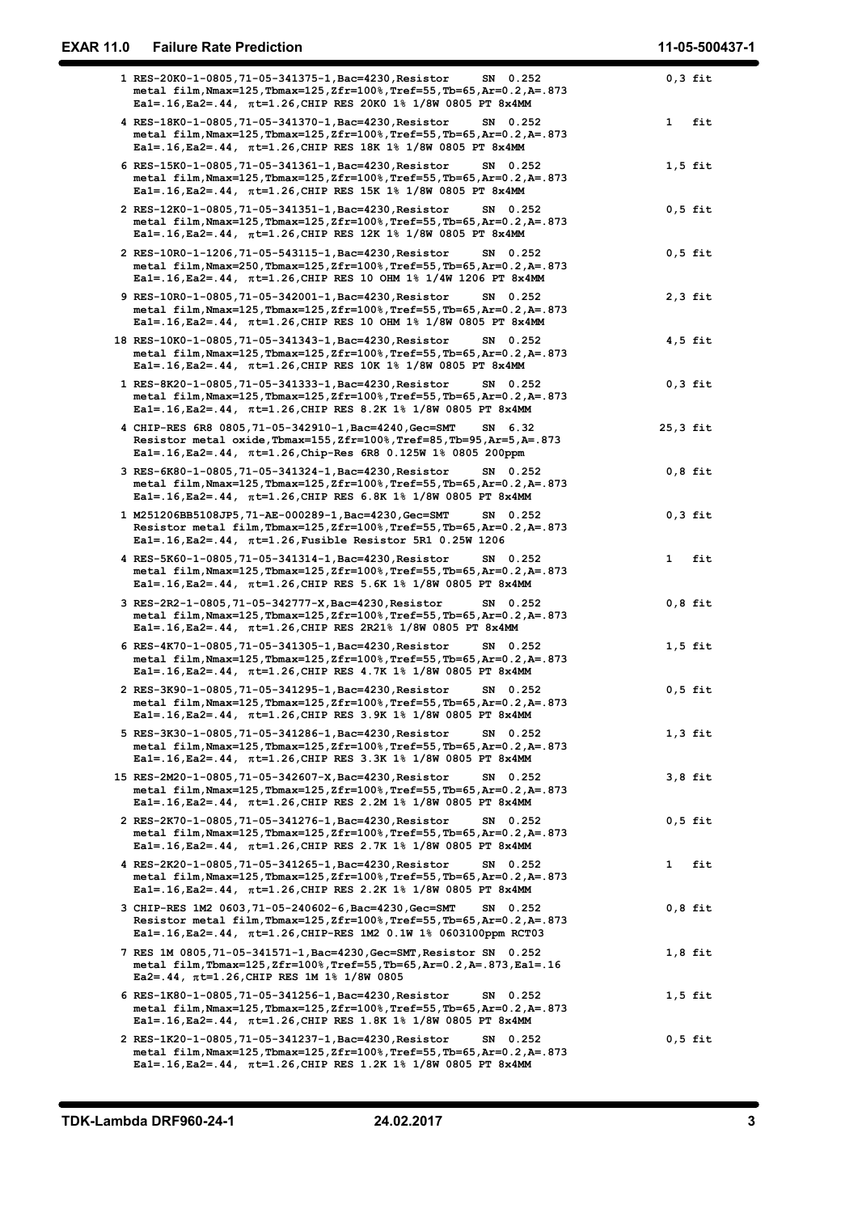```
 1 RES-20K0-1-0805,71-05-341375-1,Bac=4230,Resistor      SN  0.252                  0,3 fit
   metal film,Nmax=125,Tbmax=125,Zfr=100%,Tref=55,Tb=65,Ar=0.2,A=.873
   Ea1=.16,Ea2=.44,  πt=1.26,CHIP RES 20K0 1% 1/8W 0805 PT 8x4MM

 4 RES-18K0-1-0805,71-05-341370-1,Bac=4230,Resistor      SN  0.252                  1   fit
   metal film,Nmax=125,Tbmax=125,Zfr=100%,Tref=55,Tb=65,Ar=0.2,A=.873
   Ea1=.16,Ea2=.44,  πt=1.26,CHIP RES 18K 1% 1/8W 0805 PT 8x4MM

 6 RES-15K0-1-0805,71-05-341361-1,Bac=4230,Resistor      SN  0.252                  1,5 fit
   metal film,Nmax=125,Tbmax=125,Zfr=100%,Tref=55,Tb=65,Ar=0.2,A=.873
   Ea1=.16,Ea2=.44,  πt=1.26,CHIP RES 15K 1% 1/8W 0805 PT 8x4MM

 2 RES-12K0-1-0805,71-05-341351-1,Bac=4230,Resistor      SN  0.252                  0,5 fit
   metal film,Nmax=125,Tbmax=125,Zfr=100%,Tref=55,Tb=65,Ar=0.2,A=.873
   Ea1=.16,Ea2=.44,  πt=1.26,CHIP RES 12K 1% 1/8W 0805 PT 8x4MM

 2 RES-10R0-1-1206,71-05-543115-1,Bac=4230,Resistor      SN  0.252                  0,5 fit
   metal film,Nmax=250,Tbmax=125,Zfr=100%,Tref=55,Tb=65,Ar=0.2,A=.873
   Ea1=.16,Ea2=.44,  πt=1.26,CHIP RES 10 OHM 1% 1/4W 1206 PT 8x4MM

 9 RES-10R0-1-0805,71-05-342001-1,Bac=4230,Resistor      SN  0.252                  2,3 fit
   metal film,Nmax=125,Tbmax=125,Zfr=100%,Tref=55,Tb=65,Ar=0.2,A=.873
   Ea1=.16,Ea2=.44,  πt=1.26,CHIP RES 10 OHM 1% 1/8W 0805 PT 8x4MM

18 RES-10K0-1-0805,71-05-341343-1,Bac=4230,Resistor      SN  0.252                  4,5 fit
   metal film,Nmax=125,Tbmax=125,Zfr=100%,Tref=55,Tb=65,Ar=0.2,A=.873
   Ea1=.16,Ea2=.44,  πt=1.26,CHIP RES 10K 1% 1/8W 0805 PT 8x4MM

 1 RES-8K20-1-0805,71-05-341333-1,Bac=4230,Resistor      SN  0.252                  0,3 fit
   metal film,Nmax=125,Tbmax=125,Zfr=100%,Tref=55,Tb=65,Ar=0.2,A=.873
   Ea1=.16,Ea2=.44,  πt=1.26,CHIP RES 8.2K 1% 1/8W 0805 PT 8x4MM

 4 CHIP-RES 6R8 0805,71-05-342910-1,Bac=4240,Gec=SMT     SN  6.32                  25,3 fit
   Resistor metal oxide,Tbmax=155,Zfr=100%,Tref=85,Tb=95,Ar=5,A=.873
   Ea1=.16,Ea2=.44,  πt=1.26,Chip-Res 6R8 0.125W 1% 0805 200ppm

 3 RES-6K80-1-0805,71-05-341324-1,Bac=4230,Resistor      SN  0.252                  0,8 fit
   metal film,Nmax=125,Tbmax=125,Zfr=100%,Tref=55,Tb=65,Ar=0.2,A=.873
   Ea1=.16,Ea2=.44,  πt=1.26,CHIP RES 6.8K 1% 1/8W 0805 PT 8x4MM

 1 M251206BB5108JP5,71-AE-000289-1,Bac=4230,Gec=SMT      SN  0.252                  0,3 fit
   Resistor metal film,Tbmax=125,Zfr=100%,Tref=55,Tb=65,Ar=0.2,A=.873
   Ea1=.16,Ea2=.44,  πt=1.26,Fusible Resistor 5R1 0.25W 1206

 4 RES-5K60-1-0805,71-05-341314-1,Bac=4230,Resistor      SN  0.252                  1   fit
   metal film,Nmax=125,Tbmax=125,Zfr=100%,Tref=55,Tb=65,Ar=0.2,A=.873
   Ea1=.16,Ea2=.44,  πt=1.26,CHIP RES 5.6K 1% 1/8W 0805 PT 8x4MM

 3 RES-2R2-1-0805,71-05-342777-X,Bac=4230,Resistor       SN  0.252                  0,8 fit
   metal film,Nmax=125,Tbmax=125,Zfr=100%,Tref=55,Tb=65,Ar=0.2,A=.873
   Ea1=.16,Ea2=.44,  πt=1.26,CHIP RES 2R21% 1/8W 0805 PT 8x4MM

 6 RES-4K70-1-0805,71-05-341305-1,Bac=4230,Resistor      SN  0.252                  1,5 fit
   metal film,Nmax=125,Tbmax=125,Zfr=100%,Tref=55,Tb=65,Ar=0.2,A=.873
   Ea1=.16,Ea2=.44,  πt=1.26,CHIP RES 4.7K 1% 1/8W 0805 PT 8x4MM

 2 RES-3K90-1-0805,71-05-341295-1,Bac=4230,Resistor      SN  0.252                  0,5 fit
   metal film,Nmax=125,Tbmax=125,Zfr=100%,Tref=55,Tb=65,Ar=0.2,A=.873
   Ea1=.16,Ea2=.44,  πt=1.26,CHIP RES 3.9K 1% 1/8W 0805 PT 8x4MM

 5 RES-3K30-1-0805,71-05-341286-1,Bac=4230,Resistor      SN  0.252                  1,3 fit
   metal film,Nmax=125,Tbmax=125,Zfr=100%,Tref=55,Tb=65,Ar=0.2,A=.873
   Ea1=.16,Ea2=.44,  πt=1.26,CHIP RES 3.3K 1% 1/8W 0805 PT 8x4MM

15 RES-2M20-1-0805,71-05-342607-X,Bac=4230,Resistor      SN  0.252                  3,8 fit
   metal film,Nmax=125,Tbmax=125,Zfr=100%,Tref=55,Tb=65,Ar=0.2,A=.873
   Ea1=.16,Ea2=.44,  πt=1.26,CHIP RES 2.2M 1% 1/8W 0805 PT 8x4MM

 2 RES-2K70-1-0805,71-05-341276-1,Bac=4230,Resistor      SN  0.252                  0,5 fit
   metal film,Nmax=125,Tbmax=125,Zfr=100%,Tref=55,Tb=65,Ar=0.2,A=.873
   Ea1=.16,Ea2=.44,  πt=1.26,CHIP RES 2.7K 1% 1/8W 0805 PT 8x4MM

 4 RES-2K20-1-0805,71-05-341265-1,Bac=4230,Resistor      SN  0.252                  1   fit
   metal film,Nmax=125,Tbmax=125,Zfr=100%,Tref=55,Tb=65,Ar=0.2,A=.873
   Ea1=.16,Ea2=.44,  πt=1.26,CHIP RES 2.2K 1% 1/8W 0805 PT 8x4MM

 3 CHIP-RES 1M2 0603,71-05-240602-6,Bac=4230,Gec=SMT     SN  0.252                  0,8 fit
   Resistor metal film,Tbmax=125,Zfr=100%,Tref=55,Tb=65,Ar=0.2,A=.873
   Ea1=.16,Ea2=.44,  πt=1.26,CHIP-RES 1M2 0.1W 1% 0603100ppm RCT03

 7 RES 1M 0805,71-05-341571-1,Bac=4230,Gec=SMT,Resistor SN  0.252                   1,8 fit
   metal film,Tbmax=125,Zfr=100%,Tref=55,Tb=65,Ar=0.2,A=.873,Ea1=.16
   Ea2=.44,  πt=1.26,CHIP RES 1M 1% 1/8W 0805

 6 RES-1K80-1-0805,71-05-341256-1,Bac=4230,Resistor      SN  0.252                  1,5 fit
   metal film,Nmax=125,Tbmax=125,Zfr=100%,Tref=55,Tb=65,Ar=0.2,A=.873
   Ea1=.16,Ea2=.44,  πt=1.26,CHIP RES 1.8K 1% 1/8W 0805 PT 8x4MM

 2 RES-1K20-1-0805,71-05-341237-1,Bac=4230,Resistor      SN  0.252                  0,5 fit
   metal film,Nmax=125,Tbmax=125,Zfr=100%,Tref=55,Tb=65,Ar=0.2,A=.873
   Ea1=.16,Ea2=.44,  πt=1.26,CHIP RES 1.2K 1% 1/8W 0805 PT 8x4MM
```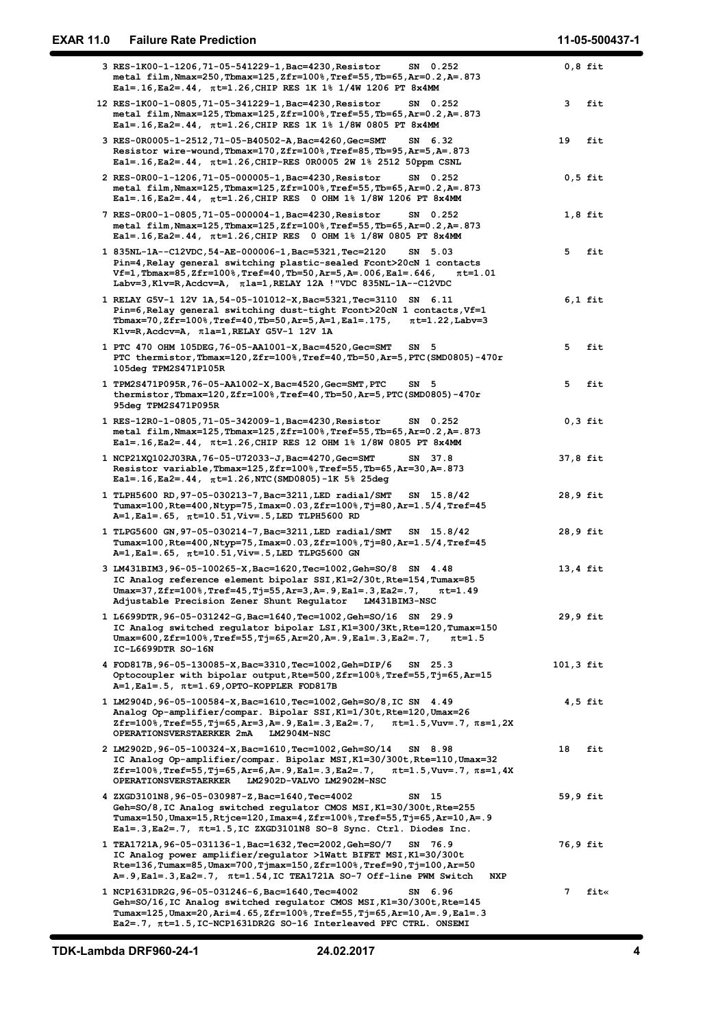```
 3 RES-1K00-1-1206,71-05-541229-1,Bac=4230,Resistor        SN  0.252          0,8 fit
   metal film,Nmax=250,Tbmax=125,Zfr=100%,Tref=55,Tb=65,Ar=0.2,A=.873
   Ea1=.16,Ea2=.44,  πt=1.26,CHIP RES 1K 1% 1/4W 1206 PT 8x4MM

12 RES-1K00-1-0805,71-05-341229-1,Bac=4230,Resistor        SN  0.252          3    fit
   metal film,Nmax=125,Tbmax=125,Zfr=100%,Tref=55,Tb=65,Ar=0.2,A=.873
   Ea1=.16,Ea2=.44,  πt=1.26,CHIP RES 1K 1% 1/8W 0805 PT 8x4MM

 3 RES-0R0005-1-2512,71-05-B40502-A,Bac=4260,Gec=SMT       SN  6.32           19   fit
   Resistor wire-wound,Tbmax=170,Zfr=100%,Tref=85,Tb=95,Ar=5,A=.873
   Ea1=.16,Ea2=.44,  πt=1.26,CHIP-RES 0R0005 2W 1% 2512 50ppm CSNL

 2 RES-0R00-1-1206,71-05-000005-1,Bac=4230,Resistor        SN  0.252          0,5 fit
   metal film,Nmax=125,Tbmax=125,Zfr=100%,Tref=55,Tb=65,Ar=0.2,A=.873
   Ea1=.16,Ea2=.44,  πt=1.26,CHIP RES  0 OHM 1% 1/8W 1206 PT 8x4MM

 7 RES-0R00-1-0805,71-05-000004-1,Bac=4230,Resistor        SN  0.252          1,8 fit
   metal film,Nmax=125,Tbmax=125,Zfr=100%,Tref=55,Tb=65,Ar=0.2,A=.873
   Ea1=.16,Ea2=.44,  πt=1.26,CHIP RES  0 OHM 1% 1/8W 0805 PT 8x4MM

 1 835NL-1A--C12VDC,54-AE-000006-1,Bac=5321,Tec=2120       SN  5.03           5    fit
   Pin=4,Relay general switching plastic-sealed Fcont>20cN 1 contacts
   Vf=1,Tbmax=85,Zfr=100%,Tref=40,Tb=50,Ar=5,A=.006,Ea1=.646,    πt=1.01
   Labv=3,Klv=R,Acdcv=A,  πla=1,RELAY 12A !"VDC 835NL-1A--C12VDC

 1 RELAY G5V-1 12V 1A,54-05-101012-X,Bac=5321,Tec=3110  SN  6.11              6,1 fit
   Pin=6,Relay general switching dust-tight Fcont>20cN 1 contacts,Vf=1
   Tbmax=70,Zfr=100%,Tref=40,Tb=50,Ar=5,A=1,Ea1=.175,    πt=1.22,Labv=3
   Klv=R,Acdcv=A,  πla=1,RELAY G5V-1 12V 1A

 1 PTC 470 OHM 105DEG,76-05-AA1001-X,Bac=4520,Gec=SMT     SN  5               5    fit
   PTC thermistor,Tbmax=120,Zfr=100%,Tref=40,Tb=50,Ar=5,PTC(SMD0805)-470r
   105deg TPM2S471P105R

 1 TPM2S471P095R,76-05-AA1002-X,Bac=4520,Gec=SMT,PTC      SN  5               5    fit
   thermistor,Tbmax=120,Zfr=100%,Tref=40,Tb=50,Ar=5,PTC(SMD0805)-470r
   95deg TPM2S471P095R

 1 RES-12R0-1-0805,71-05-342009-1,Bac=4230,Resistor        SN  0.252          0,3 fit
   metal film,Nmax=125,Tbmax=125,Zfr=100%,Tref=55,Tb=65,Ar=0.2,A=.873
   Ea1=.16,Ea2=.44,  πt=1.26,CHIP RES 12 OHM 1% 1/8W 0805 PT 8x4MM

 1 NCP21XQ102J03RA,76-05-U72033-J,Bac=4270,Gec=SMT         SN  37.8           37,8 fit
   Resistor variable,Tbmax=125,Zfr=100%,Tref=55,Tb=65,Ar=30,A=.873
   Ea1=.16,Ea2=.44,  πt=1.26,NTC(SMD0805)-1K 5% 25deg

 1 TLPH5600 RD,97-05-030213-7,Bac=3211,LED radial/SMT    SN  15.8/42          28,9 fit
   Tumax=100,Rte=400,Ntyp=75,Imax=0.03,Zfr=100%,Tj=80,Ar=1.5/4,Tref=45
   A=1,Ea1=.65,  πt=10.51,Viv=.5,LED TLPH5600 RD

 1 TLPG5600 GN,97-05-030214-7,Bac=3211,LED radial/SMT    SN  15.8/42          28,9 fit
   Tumax=100,Rte=400,Ntyp=75,Imax=0.03,Zfr=100%,Tj=80,Ar=1.5/4,Tref=45
   A=1,Ea1=.65,  πt=10.51,Viv=.5,LED TLPG5600 GN

 3 LM431BIM3,96-05-100265-X,Bac=1620,Tec=1002,Geh=SO/8  SN  4.48              13,4 fit
   IC Analog reference element bipolar SSI,K1=2/30t,Rte=154,Tumax=85
   Umax=37,Zfr=100%,Tref=45,Tj=55,Ar=3,A=.9,Ea1=.3,Ea2=.7,     πt=1.49
   Adjustable Precision Zener Shunt Regulator   LM431BIM3-NSC

 1 L6699DTR,96-05-031242-G,Bac=1640,Tec=1002,Geh=SO/16  SN  29.9              29,9 fit
   IC Analog switched regulator bipolar LSI,K1=300/3Kt,Rte=120,Tumax=150
   Umax=600,Zfr=100%,Tref=55,Tj=65,Ar=20,A=.9,Ea1=.3,Ea2=.7,     πt=1.5
   IC-L6699DTR SO-16N

 4 FOD817B,96-05-130085-X,Bac=3310,Tec=1002,Geh=DIP/6   SN  25.3             101,3 fit
   Optocoupler with bipolar output,Rte=500,Zfr=100%,Tref=55,Tj=65,Ar=15
   A=1,Ea1=.5,  πt=1.69,OPTO-KOPPLER FOD817B

 1 LM2904D,96-05-100584-X,Bac=1610,Tec=1002,Geh=SO/8,IC SN  4.49              4,5 fit
   Analog Op-amplifier/compar. Bipolar SSI,K1=1/30t,Rte=120,Umax=26
   Zfr=100%,Tref=55,Tj=65,Ar=3,A=.9,Ea1=.3,Ea2=.7,    πt=1.5,Vuv=.7, πs=1,2X
   OPERATIONSVERSTAERKER 2mA   LM2904M-NSC

 2 LM2902D,96-05-100324-X,Bac=1610,Tec=1002,Geh=SO/14   SN  8.98             18   fit
   IC Analog Op-amplifier/compar. Bipolar MSI,K1=30/300t,Rte=110,Umax=32
   Zfr=100%,Tref=55,Tj=65,Ar=6,A=.9,Ea1=.3,Ea2=.7,    πt=1.5,Vuv=.7, πs=1,4X
   OPERATIONSVERSTAERKER   LM2902D-VALVO LM2902M-NSC

 4 ZXGD3101N8,96-05-030987-Z,Bac=1640,Tec=4002          SN  15               59,9 fit
   Geh=SO/8,IC Analog switched regulator CMOS MSI,K1=30/300t,Rte=255
   Tumax=150,Umax=15,Rtjce=120,Imax=4,Zfr=100%,Tref=55,Tj=65,Ar=10,A=.9
   Ea1=.3,Ea2=.7, πt=1.5,IC ZXGD3101N8 SO-8 Sync. Ctrl. Diodes Inc.

 1 TEA1721A,96-05-031136-1,Bac=1632,Tec=2002,Geh=SO/7   SN  76.9             76,9 fit
   IC Analog power amplifier/regulator >1Watt BIFET MSI,K1=30/300t
   Rte=136,Tumax=85,Umax=700,Tjmax=150,Zfr=100%,Tref=90,Tj=100,Ar=50
   A=.9,Ea1=.3,Ea2=.7,  πt=1.54,IC TEA1721A SO-7 Off-line PWM Switch   NXP

 1 NCP1631DR2G,96-05-031246-6,Bac=1640,Tec=4002         SN  6.96             7    fit«
   Geh=SO/16,IC Analog switched regulator CMOS MSI,K1=30/300t,Rte=145
   Tumax=125,Umax=20,Ari=4.65,Zfr=100%,Tref=55,Tj=65,Ar=10,A=.9,Ea1=.3
   Ea2=.7, πt=1.5,IC-NCP1631DR2G SO-16 Interleaved PFC CTRL. ONSEMI
```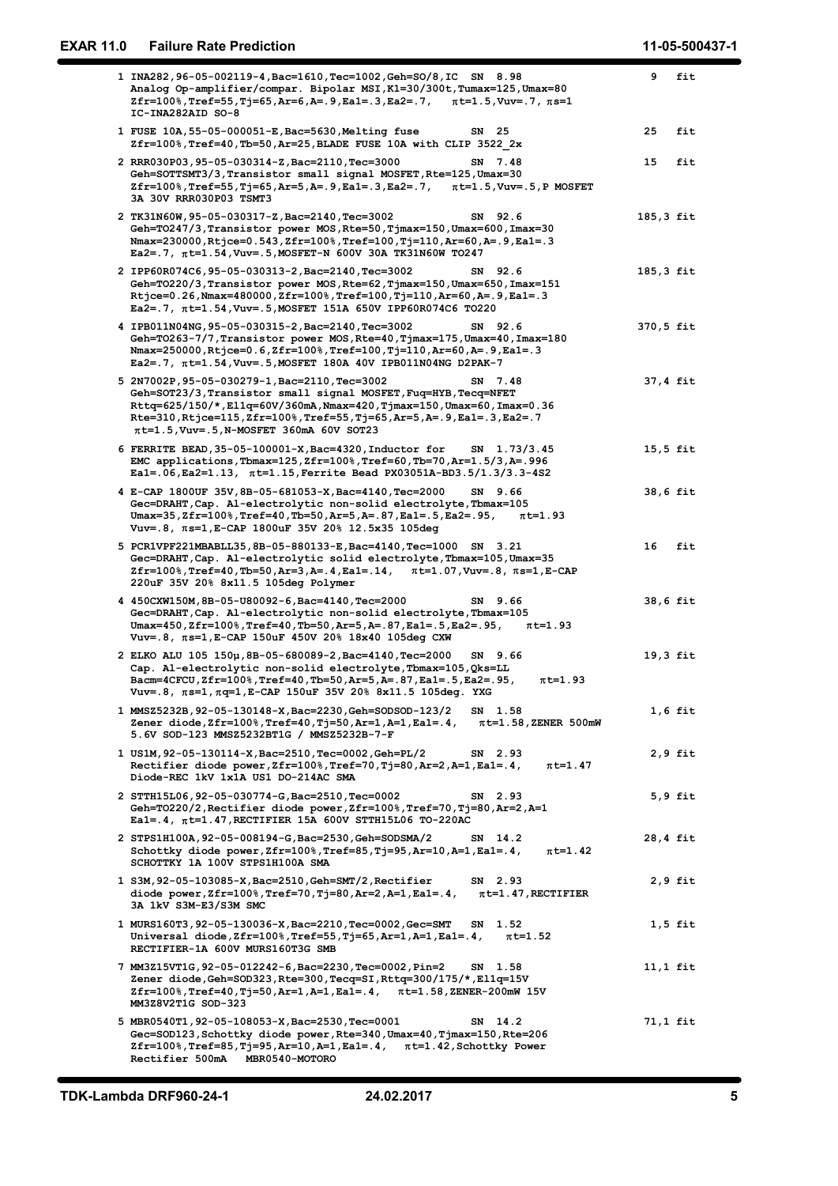```
1 INA282,96-05-002119-4,Bac=1610,Tec=1002,Geh=SO/8,IC  SN  8.98                    9   fit
  Analog Op-amplifier/compar. Bipolar MSI,K1=30/300t,Tumax=125,Umax=80
  Zfr=100%,Tref=55,Tj=65,Ar=6,A=.9,Ea1=.3,Ea2=.7,   πt=1.5,Vuv=.7, πs=1
  IC-INA282AID SO-8

1 FUSE 10A,55-05-000051-E,Bac=5630,Melting fuse        SN  25                      25   fit
  Zfr=100%,Tref=40,Tb=50,Ar=25,BLADE FUSE 10A with CLIP 3522_2x

2 RRR030P03,95-05-030314-Z,Bac=2110,Tec=3000           SN  7.48                    15   fit
  Geh=SOTTSMT3/3,Transistor small signal MOSFET,Rte=125,Umax=30
  Zfr=100%,Tref=55,Tj=65,Ar=5,A=.9,Ea1=.3,Ea2=.7,   πt=1.5,Vuv=.5,P MOSFET
  3A 30V RRR030P03 TSMT3

2 TK31N60W,95-05-030317-Z,Bac=2140,Tec=3002            SN  92.6                 185,3 fit
  Geh=TO247/3,Transistor power MOS,Rte=50,Tjmax=150,Umax=600,Imax=30
  Nmax=230000,Rtjce=0.543,Zfr=100%,Tref=100,Tj=110,Ar=60,A=.9,Ea1=.3
  Ea2=.7, πt=1.54,Vuv=.5,MOSFET-N 600V 30A TK31N60W TO247

2 IPP60R074C6,95-05-030313-2,Bac=2140,Tec=3002         SN  92.6                 185,3 fit
  Geh=TO220/3,Transistor power MOS,Rte=62,Tjmax=150,Umax=650,Imax=151
  Rtjce=0.26,Nmax=480000,Zfr=100%,Tref=100,Tj=110,Ar=60,A=.9,Ea1=.3
  Ea2=.7, πt=1.54,Vuv=.5,MOSFET 151A 650V IPP60R074C6 TO220

4 IPB011N04NG,95-05-030315-2,Bac=2140,Tec=3002         SN  92.6                 370,5 fit
  Geh=TO263-7/7,Transistor power MOS,Rte=40,Tjmax=175,Umax=40,Imax=180
  Nmax=250000,Rtjce=0.6,Zfr=100%,Tref=100,Tj=110,Ar=60,A=.9,Ea1=.3
  Ea2=.7, πt=1.54,Vuv=.5,MOSFET 180A 40V IPB011N04NG D2PAK-7

5 2N7002P,95-05-030279-1,Bac=2110,Tec=3002             SN  7.48                  37,4 fit
  Geh=SOT23/3,Transistor small signal MOSFET,Fuq=HYB,Tecq=NFET
  Rttq=625/150/*,El1q=60V/360mA,Nmax=420,Tjmax=150,Umax=60,Imax=0.36
  Rte=310,Rtjce=115,Zfr=100%,Tref=55,Tj=65,Ar=5,A=.9,Ea1=.3,Ea2=.7
  πt=1.5,Vuv=.5,N-MOSFET 360mA 60V SOT23

6 FERRITE BEAD,35-05-100001-X,Bac=4320,Inductor for    SN  1.73/3.45             15,5 fit
  EMC applications,Tbmax=125,Zfr=100%,Tref=60,Tb=70,Ar=1.5/3,A=.996
  Ea1=.06,Ea2=1.13,  πt=1.15,Ferrite Bead PX03051A-BD3.5/1.3/3.3-4S2

4 E-CAP 1800UF 35V,8B-05-681053-X,Bac=4140,Tec=2000    SN  9.66                  38,6 fit
  Gec=DRAHT,Cap. Al-electrolytic non-solid electrolyte,Tbmax=105
  Umax=35,Zfr=100%,Tref=40,Tb=50,Ar=5,A=.87,Ea1=.5,Ea2=.95,     πt=1.93
  Vuv=.8, πs=1,E-CAP 1800uF 35V 20% 12.5x35 105deg

5 PCR1VPF221MBABLL35,8B-05-880133-E,Bac=4140,Tec=1000  SN  3.21                  16   fit
  Gec=DRAHT,Cap. Al-electrolytic solid electrolyte,Tbmax=105,Umax=35
  Zfr=100%,Tref=40,Tb=50,Ar=3,A=.4,Ea1=.14,   πt=1.07,Vuv=.8, πs=1,E-CAP
  220uF 35V 20% 8x11.5 105deg Polymer

4 450CXW150M,8B-05-U80092-6,Bac=4140,Tec=2000          SN  9.66                  38,6 fit
  Gec=DRAHT,Cap. Al-electrolytic non-solid electrolyte,Tbmax=105
  Umax=450,Zfr=100%,Tref=40,Tb=50,Ar=5,A=.87,Ea1=.5,Ea2=.95,     πt=1.93
  Vuv=.8, πs=1,E-CAP 150uF 450V 20% 18x40 105deg CXW

2 ELKO ALU 105 150µ,8B-05-680089-2,Bac=4140,Tec=2000   SN  9.66                  19,3 fit
  Cap. Al-electrolytic non-solid electrolyte,Tbmax=105,Qks=LL
  Bacm=4CFCU,Zfr=100%,Tref=40,Tb=50,Ar=5,A=.87,Ea1=.5,Ea2=.95,     πt=1.93
  Vuv=.8, πs=1,πq=1,E-CAP 150uF 35V 20% 8x11.5 105deg. YXG

1 MMSZ5232B,92-05-130148-X,Bac=2230,Geh=SODSOD-123/2   SN  1.58                   1,6 fit
  Zener diode,Zfr=100%,Tref=40,Tj=50,Ar=1,A=1,Ea1=.4,    πt=1.58,ZENER 500mW
  5.6V SOD-123 MMSZ5232BT1G / MMSZ5232B-7-F

1 US1M,92-05-130114-X,Bac=2510,Tec=0002,Geh=PL/2       SN  2.93                   2,9 fit
  Rectifier diode power,Zfr=100%,Tref=70,Tj=80,Ar=2,A=1,Ea1=.4,       πt=1.47
  Diode-REC 1kV 1x1A US1 DO-214AC SMA

2 STTH15L06,92-05-030774-G,Bac=2510,Tec=0002           SN  2.93                   5,9 fit
  Geh=TO220/2,Rectifier diode power,Zfr=100%,Tref=70,Tj=80,Ar=2,A=1
  Ea1=.4, πt=1.47,RECTIFIER 15A 600V STTH15L06 TO-220AC

2 STPS1H100A,92-05-008194-G,Bac=2530,Geh=SODSMA/2      SN  14.2                  28,4 fit
  Schottky diode power,Zfr=100%,Tref=85,Tj=95,Ar=10,A=1,Ea1=.4,       πt=1.42
  SCHOTTKY 1A 100V STPS1H100A SMA

1 S3M,92-05-103085-X,Bac=2510,Geh=SMT/2,Rectifier      SN  2.93                   2,9 fit
  diode power,Zfr=100%,Tref=70,Tj=80,Ar=2,A=1,Ea1=.4,    πt=1.47,RECTIFIER
  3A 1kV S3M-E3/S3M SMC

1 MURS160T3,92-05-130036-X,Bac=2210,Tec=0002,Gec=SMT   SN  1.52                   1,5 fit
  Universal diode,Zfr=100%,Tref=55,Tj=65,Ar=1,A=1,Ea1=.4,    πt=1.52
  RECTIFIER-1A 600V MURS160T3G SMB

7 MM3Z15VT1G,92-05-012242-6,Bac=2230,Tec=0002,Pin=2    SN  1.58                  11,1 fit
  Zener diode,Geh=SOD323,Rte=300,Tecq=SI,Rttq=300/175/*,El1q=15V
  Zfr=100%,Tref=40,Tj=50,Ar=1,A=1,Ea1=.4,   πt=1.58,ZENER-200mW 15V
  MM3Z8V2T1G SOD-323

5 MBR0540T1,92-05-108053-X,Bac=2530,Tec=0001           SN  14.2                  71,1 fit
  Gec=SOD123,Schottky diode power,Rte=340,Umax=40,Tjmax=150,Rte=206
  Zfr=100%,Tref=85,Tj=95,Ar=10,A=1,Ea1=.4,   πt=1.42,Schottky Power
  Rectifier 500mA   MBR0540-MOTORO
```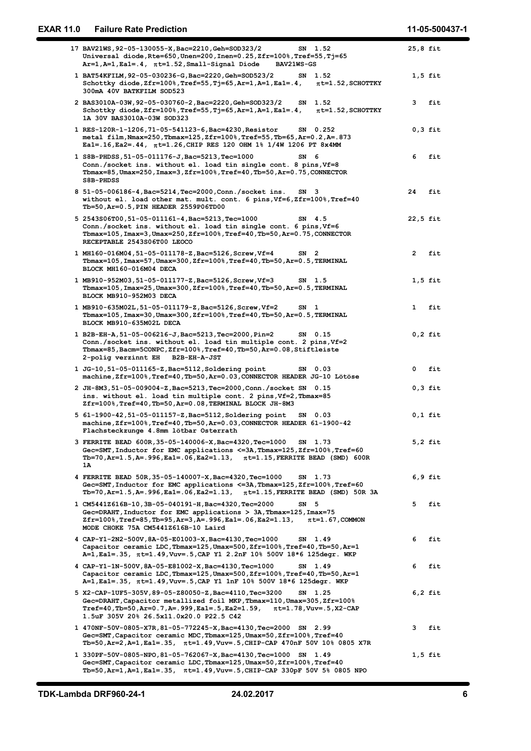17 BAV21WS,92-05-130055-X,Bac=2210,Geh=SOD323/2 SN 1.52 — **25,8 fit**
Universal diode,Rte=650,Unen=200,Inen=0.25,Zfr=100%,Tref=55,Tj=65
Ar=1,A=1,Ea1=.4, πt=1.52,Small-Signal Diode BAV21WS-GS

1 BAT54KFILM,92-05-030236-G,Bac=2220,Geh=SOD523/2 SN 1.52 — **1,5 fit**
Schottky diode,Zfr=100%,Tref=55,Tj=65,Ar=1,A=1,Ea1=.4, πt=1.52,SCHOTTKY
300mA 40V BATKFILM SOD523

2 BAS3010A-03W,92-05-030760-2,Bac=2220,Geh=SOD323/2 SN 1.52 — **3 fit**
Schottky diode,Zfr=100%,Tref=55,Tj=65,Ar=1,A=1,Ea1=.4, πt=1.52,SCHOTTKY
1A 30V BAS3010A-03W SOD323

1 RES-120R-1-1206,71-05-541123-6,Bac=4230,Resistor SN 0.252 — **0,3 fit**
metal film,Nmax=250,Tbmax=125,Zfr=100%,Tref=55,Tb=65,Ar=0.2,A=.873
Ea1=.16,Ea2=.44, πt=1.26,CHIP RES 120 OHM 1% 1/4W 1206 PT 8x4MM

1 S8B-PHDSS,51-05-011176-J,Bac=5213,Tec=1000 SN 6 — **6 fit**
Conn./socket ins. without el. load tin single cont. 8 pins,Vf=8
Tbmax=85,Umax=250,Imax=3,Zfr=100%,Tref=40,Tb=50,Ar=0.75,CONNECTOR
S8B-PHDSS

8 51-05-006186-4,Bac=5214,Tec=2000,Conn./socket ins. SN 3 — **24 fit**
without el. load other mat. mult. cont. 6 pins,Vf=6,Zfr=100%,Tref=40
Tb=50,Ar=0.5,PIN HEADER 2559P06TD00

5 2543S06T00,51-05-011161-4,Bac=5213,Tec=1000 SN 4.5 — **22,5 fit**
Conn./socket ins. without el. load tin single cont. 6 pins,Vf=6
Tbmax=105,Imax=3,Umax=250,Zfr=100%,Tref=40,Tb=50,Ar=0.75,CONNECTOR
RECEPTABLE 2543S06T00 LEOCO

1 MH160-016M04,51-05-011178-Z,Bac=5126,Screw,Vf=4 SN 2 — **2 fit**
Tbmax=105,Imax=57,Umax=300,Zfr=100%,Tref=40,Tb=50,Ar=0.5,TERMINAL
BLOCK MH160-016M04 DECA

1 MB910-952M03,51-05-011177-Z,Bac=5126,Screw,Vf=3 SN 1.5 — **1,5 fit**
Tbmax=105,Imax=25,Umax=300,Zfr=100%,Tref=40,Tb=50,Ar=0.5,TERMINAL
BLOCK MB910-952M03 DECA

1 MB910-635M02L,51-05-011179-Z,Bac=5126,Screw,Vf=2 SN 1 — **1 fit**
Tbmax=105,Imax=30,Umax=300,Zfr=100%,Tref=40,Tb=50,Ar=0.5,TERMINAL
BLOCK MB910-635M02L DECA

1 B2B-EH-A,51-05-006216-J,Bac=5213,Tec=2000,Pin=2 SN 0.15 — **0,2 fit**
Conn./socket ins. without el. load tin multiple cont. 2 pins,Vf=2
Tbmax=85,Bacm=5CONPC,Zfr=100%,Tref=40,Tb=50,Ar=0.08,Stiftleiste
2-polig verzinnt EH B2B-EH-A-JST

1 JG-10,51-05-011165-Z,Bac=5112,Soldering point SN 0.03 — **0 fit**
machine,Zfr=100%,Tref=40,Tb=50,Ar=0.03,CONNECTOR HEADER JG-10 Lötöse

2 JH-8M3,51-05-009004-Z,Bac=5213,Tec=2000,Conn./socket SN 0.15 — **0,3 fit**
ins. without el. load tin multiple cont. 2 pins,Vf=2,Tbmax=85
Zfr=100%,Tref=40,Tb=50,Ar=0.08,TERMINAL BLOCK JH-8M3

5 61-1900-42,51-05-011157-Z,Bac=5112,Soldering point SN 0.03 — **0,1 fit**
machine,Zfr=100%,Tref=40,Tb=50,Ar=0.03,CONNECTOR HEADER 61-1900-42
Flachsteckzunge 4.8mm lötbar Osterrath

3 FERRITE BEAD 600R,35-05-140006-X,Bac=4320,Tec=1000 SN 1.73 — **5,2 fit**
Gec=SMT,Inductor for EMC applications <=3A,Tbmax=125,Zfr=100%,Tref=60
Tb=70,Ar=1.5,A=.996,Ea1=.06,Ea2=1.13, πt=1.15,FERRITE BEAD (SMD) 600R
1A

4 FERRITE BEAD 50R,35-05-140007-X,Bac=4320,Tec=1000 SN 1.73 — **6,9 fit**
Gec=SMT,Inductor for EMC applications <=3A,Tbmax=125,Zfr=100%,Tref=60
Tb=70,Ar=1.5,A=.996,Ea1=.06,Ea2=1.13, πt=1.15,FERRITE BEAD (SMD) 50R 3A

1 CM5441Z616B-10,3B-05-040191-H,Bac=4320,Tec=2000 SN 5 — **5 fit**
Gec=DRAHT,Inductor for EMC applications > 3A,Tbmax=125,Imax=75
Zfr=100%,Tref=85,Tb=95,Ar=3,A=.996,Ea1=.06,Ea2=1.13, πt=1.67,COMMON
MODE CHOKE 75A CM5441Z616B-10 Laird

4 CAP-Y1-2N2-500V,8A-05-E01003-X,Bac=4130,Tec=1000 SN 1.49 — **6 fit**
Capacitor ceramic LDC,Tbmax=125,Umax=500,Zfr=100%,Tref=40,Tb=50,Ar=1
A=1,Ea1=.35, πt=1.49,Vuv=.5,CAP Y1 2.2nF 10% 500V 18*6 125degr. WKP

4 CAP-Y1-1N-500V,8A-05-E81002-X,Bac=4130,Tec=1000 SN 1.49 — **6 fit**
Capacitor ceramic LDC,Tbmax=125,Umax=500,Zfr=100%,Tref=40,Tb=50,Ar=1
A=1,Ea1=.35, πt=1.49,Vuv=.5,CAP Y1 1nF 10% 500V 18*6 125degr. WKP

5 X2-CAP-1UF5-305V,89-05-Z80050-Z,Bac=4110,Tec=3200 SN 1.25 — **6,2 fit**
Gec=DRAHT,Capacitor metallized foil MKP,Tbmax=110,Umax=305,Zfr=100%
Tref=40,Tb=50,Ar=0.7,A=.999,Ea1=.5,Ea2=1.59, πt=1.78,Vuv=.5,X2-CAP
1.5uF 305V 20% 26.5x11.0x20.0 P22.5 C42

1 470NF-50V-0805-X7R,81-05-772245-X,Bac=4130,Tec=2000 SN 2.99 — **3 fit**
Gec=SMT,Capacitor ceramic MDC,Tbmax=125,Umax=50,Zfr=100%,Tref=40
Tb=50,Ar=2,A=1,Ea1=.35, πt=1.49,Vuv=.5,CHIP-CAP 470nF 50V 10% 0805 X7R

1 330PF-50V-0805-NPO,81-05-762067-X,Bac=4130,Tec=1000 SN 1.49 — **1,5 fit**
Gec=SMT,Capacitor ceramic LDC,Tbmax=125,Umax=50,Zfr=100%,Tref=40
Tb=50,Ar=1,A=1,Ea1=.35, πt=1.49,Vuv=.5,CHIP-CAP 330pF 50V 5% 0805 NPO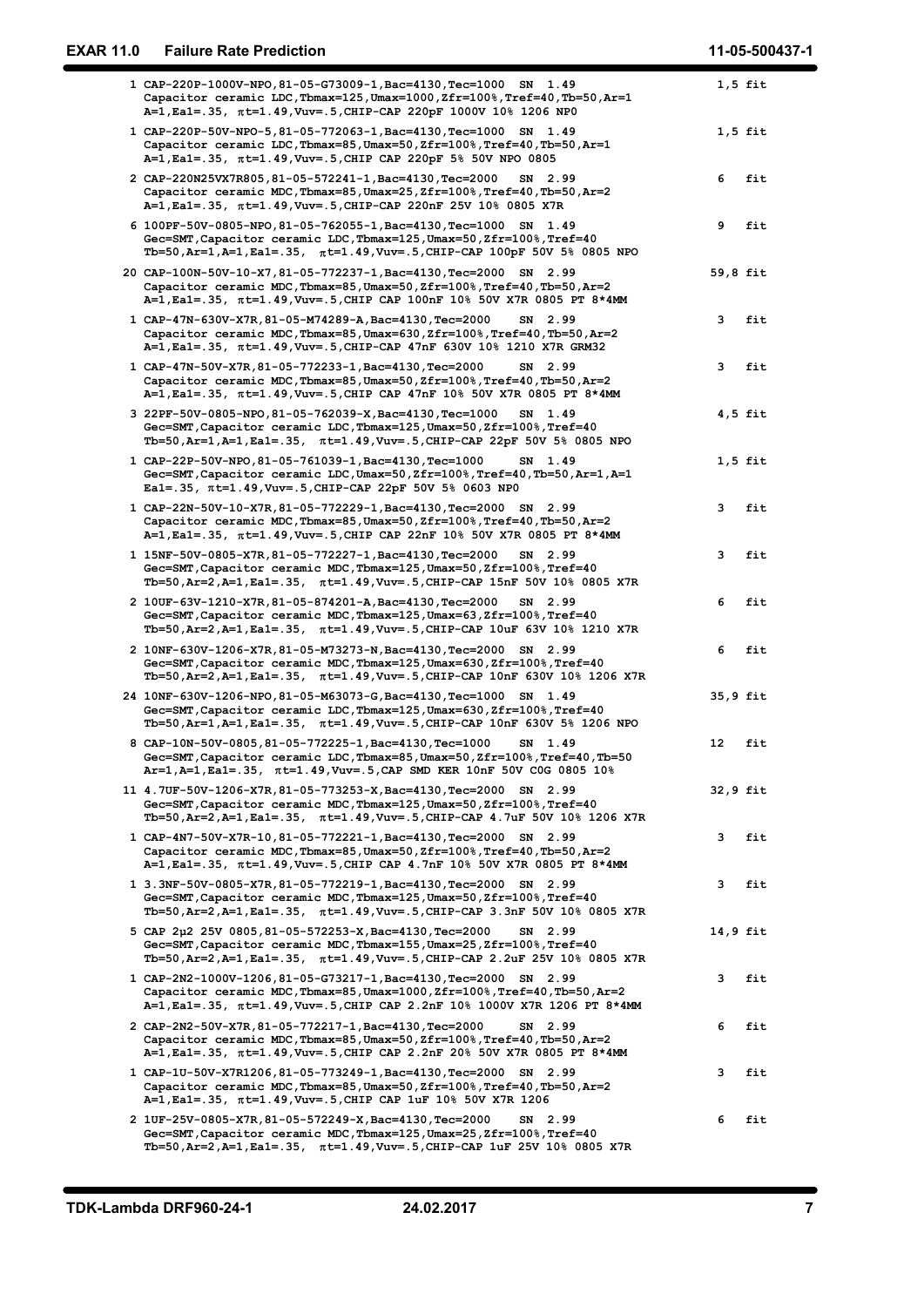```
1 CAP-220P-1000V-NPO,81-05-G73009-1,Bac=4130,Tec=1000  SN  1.49                    1,5 fit
  Capacitor ceramic LDC,Tbmax=125,Umax=1000,Zfr=100%,Tref=40,Tb=50,Ar=1
  A=1,Ea1=.35, πt=1.49,Vuv=.5,CHIP-CAP 220pF 1000V 10% 1206 NP0

1 CAP-220P-50V-NPO-5,81-05-772063-1,Bac=4130,Tec=1000  SN  1.49                     1,5 fit
  Capacitor ceramic LDC,Tbmax=85,Umax=50,Zfr=100%,Tref=40,Tb=50,Ar=1
  A=1,Ea1=.35, πt=1.49,Vuv=.5,CHIP CAP 220pF 5% 50V NPO 0805

2 CAP-220N25VX7R805,81-05-572241-1,Bac=4130,Tec=2000   SN  2.99                     6   fit
  Capacitor ceramic MDC,Tbmax=85,Umax=25,Zfr=100%,Tref=40,Tb=50,Ar=2
  A=1,Ea1=.35, πt=1.49,Vuv=.5,CHIP-CAP 220nF 25V 10% 0805 X7R

6 100PF-50V-0805-NPO,81-05-762055-1,Bac=4130,Tec=1000  SN  1.49                     9   fit
  Gec=SMT,Capacitor ceramic LDC,Tbmax=125,Umax=50,Zfr=100%,Tref=40
  Tb=50,Ar=1,A=1,Ea1=.35,  πt=1.49,Vuv=.5,CHIP-CAP 100pF 50V 5% 0805 NPO

20 CAP-100N-50V-10-X7,81-05-772237-1,Bac=4130,Tec=2000  SN  2.99                    59,8 fit
  Capacitor ceramic MDC,Tbmax=85,Umax=50,Zfr=100%,Tref=40,Tb=50,Ar=2
  A=1,Ea1=.35, πt=1.49,Vuv=.5,CHIP CAP 100nF 10% 50V X7R 0805 PT 8*4MM

1 CAP-47N-630V-X7R,81-05-M74289-A,Bac=4130,Tec=2000    SN  2.99                     3   fit
  Capacitor ceramic MDC,Tbmax=85,Umax=630,Zfr=100%,Tref=40,Tb=50,Ar=2
  A=1,Ea1=.35, πt=1.49,Vuv=.5,CHIP-CAP 47nF 630V 10% 1210 X7R GRM32

1 CAP-47N-50V-X7R,81-05-772233-1,Bac=4130,Tec=2000     SN  2.99                     3   fit
  Capacitor ceramic MDC,Tbmax=85,Umax=50,Zfr=100%,Tref=40,Tb=50,Ar=2
  A=1,Ea1=.35, πt=1.49,Vuv=.5,CHIP CAP 47nF 10% 50V X7R 0805 PT 8*4MM

3 22PF-50V-0805-NPO,81-05-762039-X,Bac=4130,Tec=1000   SN  1.49                     4,5 fit
  Gec=SMT,Capacitor ceramic LDC,Tbmax=125,Umax=50,Zfr=100%,Tref=40
  Tb=50,Ar=1,A=1,Ea1=.35,  πt=1.49,Vuv=.5,CHIP-CAP 22pF 50V 5% 0805 NPO

1 CAP-22P-50V-NPO,81-05-761039-1,Bac=4130,Tec=1000     SN  1.49                     1,5 fit
  Gec=SMT,Capacitor ceramic LDC,Umax=50,Zfr=100%,Tref=40,Tb=50,Ar=1,A=1
  Ea1=.35, πt=1.49,Vuv=.5,CHIP-CAP 22pF 50V 5% 0603 NP0

1 CAP-22N-50V-10-X7R,81-05-772229-1,Bac=4130,Tec=2000  SN  2.99                     3   fit
  Capacitor ceramic MDC,Tbmax=85,Umax=50,Zfr=100%,Tref=40,Tb=50,Ar=2
  A=1,Ea1=.35, πt=1.49,Vuv=.5,CHIP CAP 22nF 10% 50V X7R 0805 PT 8*4MM

1 15NF-50V-0805-X7R,81-05-772227-1,Bac=4130,Tec=2000   SN  2.99                     3   fit
  Gec=SMT,Capacitor ceramic MDC,Tbmax=125,Umax=50,Zfr=100%,Tref=40
  Tb=50,Ar=2,A=1,Ea1=.35,  πt=1.49,Vuv=.5,CHIP-CAP 15nF 50V 10% 0805 X7R

2 10UF-63V-1210-X7R,81-05-874201-A,Bac=4130,Tec=2000   SN  2.99                     6   fit
  Gec=SMT,Capacitor ceramic MDC,Tbmax=125,Umax=63,Zfr=100%,Tref=40
  Tb=50,Ar=2,A=1,Ea1=.35,  πt=1.49,Vuv=.5,CHIP-CAP 10uF 63V 10% 1210 X7R

2 10NF-630V-1206-X7R,81-05-M73273-N,Bac=4130,Tec=2000  SN  2.99                     6   fit
  Gec=SMT,Capacitor ceramic MDC,Tbmax=125,Umax=630,Zfr=100%,Tref=40
  Tb=50,Ar=2,A=1,Ea1=.35,  πt=1.49,Vuv=.5,CHIP-CAP 10nF 630V 10% 1206 X7R

24 10NF-630V-1206-NPO,81-05-M63073-G,Bac=4130,Tec=1000  SN  1.49                    35,9 fit
  Gec=SMT,Capacitor ceramic LDC,Tbmax=125,Umax=630,Zfr=100%,Tref=40
  Tb=50,Ar=1,A=1,Ea1=.35,  πt=1.49,Vuv=.5,CHIP-CAP 10nF 630V 5% 1206 NPO

8 CAP-10N-50V-0805,81-05-772225-1,Bac=4130,Tec=1000    SN  1.49                     12  fit
  Gec=SMT,Capacitor ceramic LDC,Tbmax=85,Umax=50,Zfr=100%,Tref=40,Tb=50
  Ar=1,A=1,Ea1=.35, πt=1.49,Vuv=.5,CAP SMD KER 10nF 50V C0G 0805 10%

11 4.7UF-50V-1206-X7R,81-05-773253-X,Bac=4130,Tec=2000  SN  2.99                    32,9 fit
  Gec=SMT,Capacitor ceramic MDC,Tbmax=125,Umax=50,Zfr=100%,Tref=40
  Tb=50,Ar=2,A=1,Ea1=.35,  πt=1.49,Vuv=.5,CHIP-CAP 4.7uF 50V 10% 1206 X7R

1 CAP-4N7-50V-X7R-10,81-05-772221-1,Bac=4130,Tec=2000  SN  2.99                     3   fit
  Capacitor ceramic MDC,Tbmax=85,Umax=50,Zfr=100%,Tref=40,Tb=50,Ar=2
  A=1,Ea1=.35, πt=1.49,Vuv=.5,CHIP CAP 4.7nF 10% 50V X7R 0805 PT 8*4MM

1 3.3NF-50V-0805-X7R,81-05-772219-1,Bac=4130,Tec=2000  SN  2.99                     3   fit
  Gec=SMT,Capacitor ceramic MDC,Tbmax=125,Umax=50,Zfr=100%,Tref=40
  Tb=50,Ar=2,A=1,Ea1=.35,  πt=1.49,Vuv=.5,CHIP-CAP 3.3nF 50V 10% 0805 X7R

5 CAP 2µ2 25V 0805,81-05-572253-X,Bac=4130,Tec=2000    SN  2.99                     14,9 fit
  Gec=SMT,Capacitor ceramic MDC,Tbmax=155,Umax=25,Zfr=100%,Tref=40
  Tb=50,Ar=2,A=1,Ea1=.35,  πt=1.49,Vuv=.5,CHIP-CAP 2.2uF 25V 10% 0805 X7R

1 CAP-2N2-1000V-1206,81-05-G73217-1,Bac=4130,Tec=2000  SN  2.99                     3   fit
  Capacitor ceramic MDC,Tbmax=85,Umax=1000,Zfr=100%,Tref=40,Tb=50,Ar=2
  A=1,Ea1=.35, πt=1.49,Vuv=.5,CHIP CAP 2.2nF 10% 1000V X7R 1206 PT 8*4MM

2 CAP-2N2-50V-X7R,81-05-772217-1,Bac=4130,Tec=2000     SN  2.99                     6   fit
  Capacitor ceramic MDC,Tbmax=85,Umax=50,Zfr=100%,Tref=40,Tb=50,Ar=2
  A=1,Ea1=.35, πt=1.49,Vuv=.5,CHIP CAP 2.2nF 20% 50V X7R 0805 PT 8*4MM

1 CAP-1U-50V-X7R1206,81-05-773249-1,Bac=4130,Tec=2000  SN  2.99                     3   fit
  Capacitor ceramic MDC,Tbmax=85,Umax=50,Zfr=100%,Tref=40,Tb=50,Ar=2
  A=1,Ea1=.35, πt=1.49,Vuv=.5,CHIP CAP 1uF 10% 50V X7R 1206

2 1UF-25V-0805-X7R,81-05-572249-X,Bac=4130,Tec=2000    SN  2.99                     6   fit
  Gec=SMT,Capacitor ceramic MDC,Tbmax=125,Umax=25,Zfr=100%,Tref=40
  Tb=50,Ar=2,A=1,Ea1=.35,  πt=1.49,Vuv=.5,CHIP-CAP 1uF 25V 10% 0805 X7R
```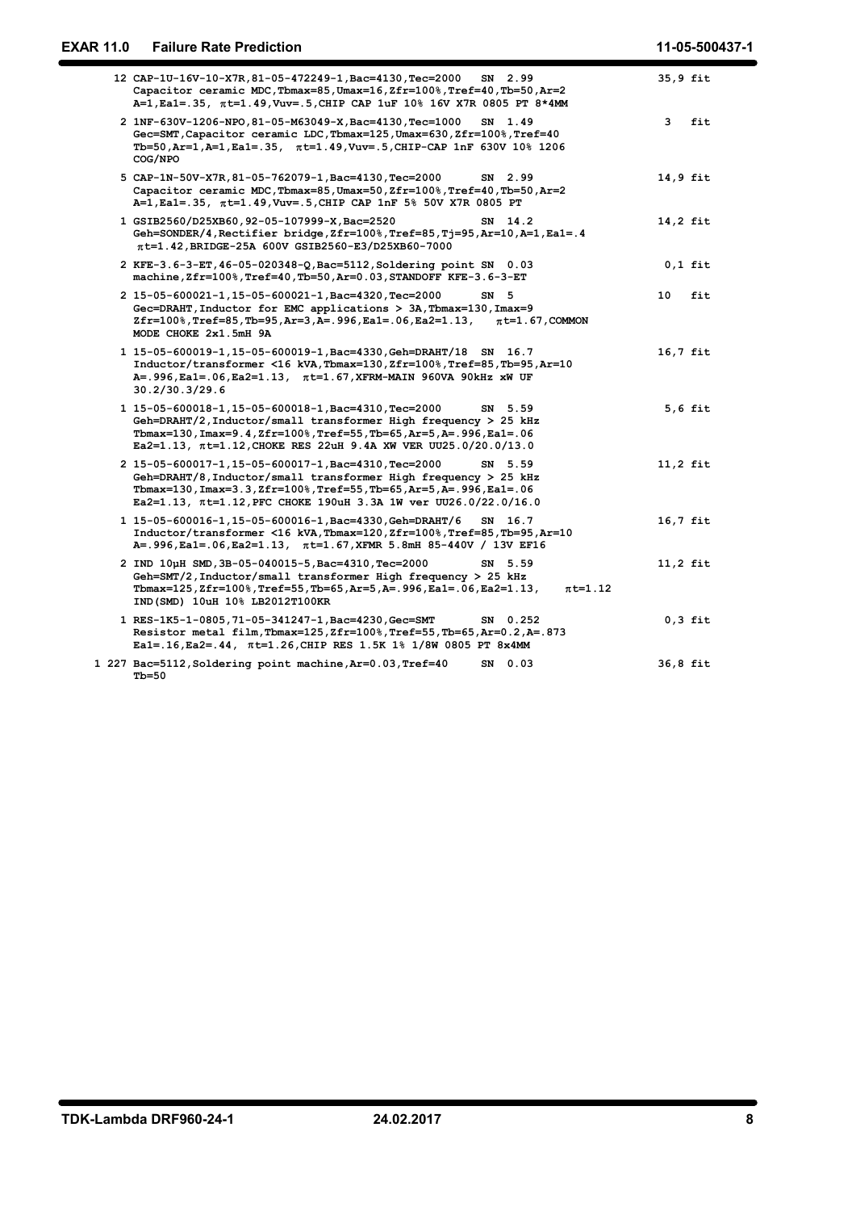| | | |
|---|---|---|
| 12 | CAP-1U-16V-10-X7R,81-05-472249-1,Bac=4130,Tec=2000 SN 2.99<br>Capacitor ceramic MDC,Tbmax=85,Umax=16,Zfr=100%,Tref=40,Tb=50,Ar=2<br>A=1,Ea1=.35, πt=1.49,Vuv=.5,CHIP CAP 1uF 10% 16V X7R 0805 PT 8*4MM | 35,9 fit |
| 2 | 1NF-630V-1206-NPO,81-05-M63049-X,Bac=4130,Tec=1000 SN 1.49<br>Gec=SMT,Capacitor ceramic LDC,Tbmax=125,Umax=630,Zfr=100%,Tref=40<br>Tb=50,Ar=1,A=1,Ea1=.35, πt=1.49,Vuv=.5,CHIP-CAP 1nF 630V 10% 1206<br>COG/NPO | 3 fit |
| 5 | CAP-1N-50V-X7R,81-05-762079-1,Bac=4130,Tec=2000 SN 2.99<br>Capacitor ceramic MDC,Tbmax=85,Umax=50,Zfr=100%,Tref=40,Tb=50,Ar=2<br>A=1,Ea1=.35, πt=1.49,Vuv=.5,CHIP CAP 1nF 5% 50V X7R 0805 PT | 14,9 fit |
| 1 | GSIB2560/D25XB60,92-05-107999-X,Bac=2520 SN 14.2<br>Geh=SONDER/4,Rectifier bridge,Zfr=100%,Tref=85,Tj=95,Ar=10,A=1,Ea1=.4<br>πt=1.42,BRIDGE-25A 600V GSIB2560-E3/D25XB60-7000 | 14,2 fit |
| 2 | KFE-3.6-3-ET,46-05-020348-Q,Bac=5112,Soldering point SN 0.03<br>machine,Zfr=100%,Tref=40,Tb=50,Ar=0.03,STANDOFF KFE-3.6-3-ET | 0,1 fit |
| 2 | 15-05-600021-1,15-05-600021-1,Bac=4320,Tec=2000 SN 5<br>Gec=DRAHT,Inductor for EMC applications > 3A,Tbmax=130,Imax=9<br>Zfr=100%,Tref=85,Tb=95,Ar=3,A=.996,Ea1=.06,Ea2=1.13, πt=1.67,COMMON<br>MODE CHOKE 2x1.5mH 9A | 10 fit |
| 1 | 15-05-600019-1,15-05-600019-1,Bac=4330,Geh=DRAHT/18 SN 16.7<br>Inductor/transformer <16 kVA,Tbmax=130,Zfr=100%,Tref=85,Tb=95,Ar=10<br>A=.996,Ea1=.06,Ea2=1.13, πt=1.67,XFRM-MAIN 960VA 90kHz xW UF<br>30.2/30.3/29.6 | 16,7 fit |
| 1 | 15-05-600018-1,15-05-600018-1,Bac=4310,Tec=2000 SN 5.59<br>Geh=DRAHT/2,Inductor/small transformer High frequency > 25 kHz<br>Tbmax=130,Imax=9.4,Zfr=100%,Tref=55,Tb=65,Ar=5,A=.996,Ea1=.06<br>Ea2=1.13, πt=1.12,CHOKE RES 22uH 9.4A XW VER UU25.0/20.0/13.0 | 5,6 fit |
| 2 | 15-05-600017-1,15-05-600017-1,Bac=4310,Tec=2000 SN 5.59<br>Geh=DRAHT/8,Inductor/small transformer High frequency > 25 kHz<br>Tbmax=130,Imax=3.3,Zfr=100%,Tref=55,Tb=65,Ar=5,A=.996,Ea1=.06<br>Ea2=1.13, πt=1.12,PFC CHOKE 190uH 3.3A 1W ver UU26.0/22.0/16.0 | 11,2 fit |
| 1 | 15-05-600016-1,15-05-600016-1,Bac=4330,Geh=DRAHT/6 SN 16.7<br>Inductor/transformer <16 kVA,Tbmax=120,Zfr=100%,Tref=85,Tb=95,Ar=10<br>A=.996,Ea1=.06,Ea2=1.13, πt=1.67,XFMR 5.8mH 85-440V / 13V EF16 | 16,7 fit |
| 2 | IND 10µH SMD,3B-05-040015-5,Bac=4310,Tec=2000 SN 5.59<br>Geh=SMT/2,Inductor/small transformer High frequency > 25 kHz<br>Tbmax=125,Zfr=100%,Tref=55,Tb=65,Ar=5,A=.996,Ea1=.06,Ea2=1.13, πt=1.12<br>IND(SMD) 10uH 10% LB2012T100KR | 11,2 fit |
| 1 | RES-1K5-1-0805,71-05-341247-1,Bac=4230,Gec=SMT SN 0.252<br>Resistor metal film,Tbmax=125,Zfr=100%,Tref=55,Tb=65,Ar=0.2,A=.873<br>Ea1=.16,Ea2=.44, πt=1.26,CHIP RES 1.5K 1% 1/8W 0805 PT 8x4MM | 0,3 fit |
| 1 227 | Bac=5112,Soldering point machine,Ar=0.03,Tref=40 SN 0.03<br>Tb=50 | 36,8 fit |